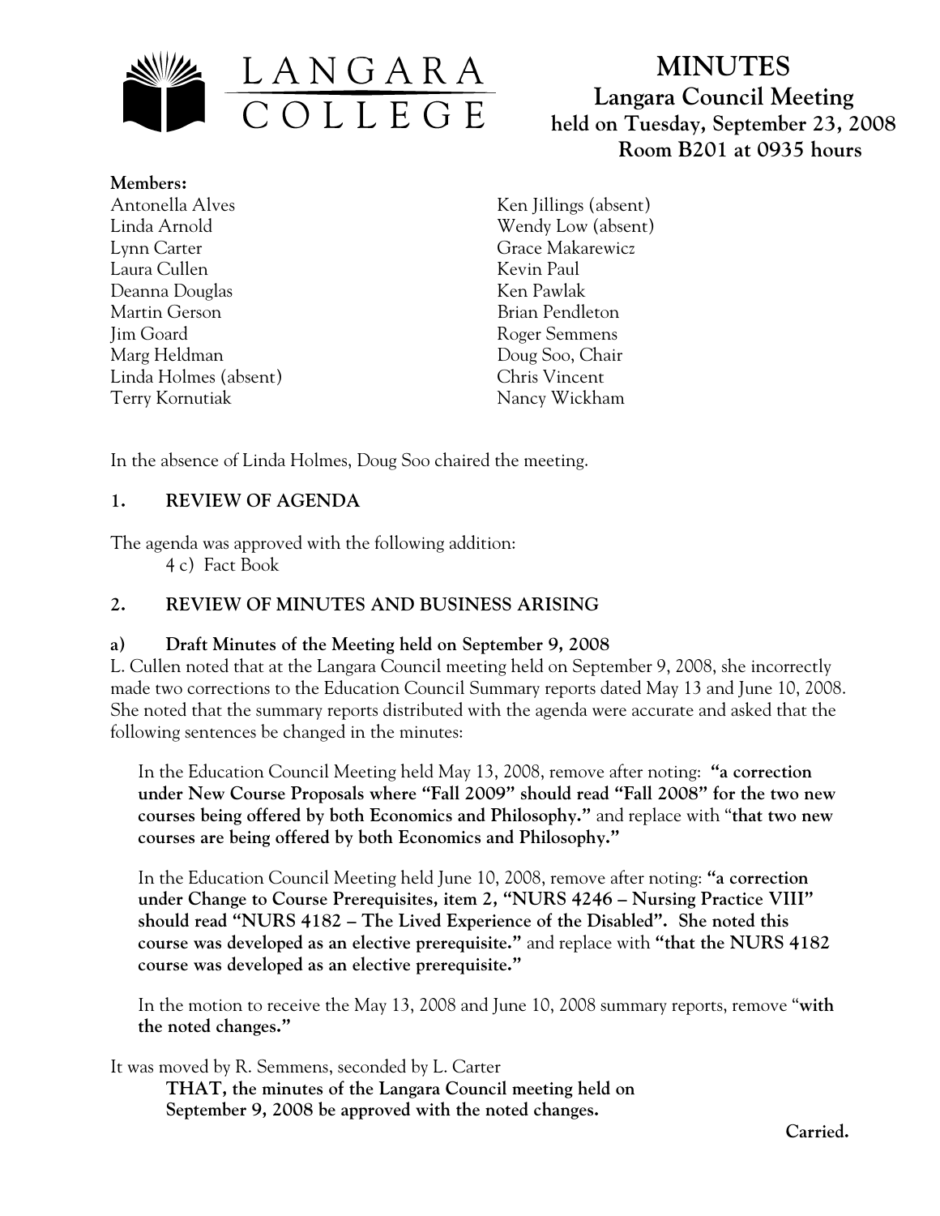LANGARA COLLEGE

# MINUTES

## Langara Council Meeting held on Tuesday, September 23, 2008 Room B201 at 0935 hours

**Members:**

Antonella Alves
Linda Arnold
Lynn Carter
Laura Cullen
Deanna Douglas
Martin Gerson
Jim Goard
Marg Heldman
Linda Holmes (absent)
Terry Kornutiak
Ken Jillings (absent)
Wendy Low (absent)
Grace Makarewicz
Kevin Paul
Ken Pawlak
Brian Pendleton
Roger Semmens
Doug Soo, Chair
Chris Vincent
Nancy Wickham

In the absence of Linda Holmes, Doug Soo chaired the meeting.

### 1. REVIEW OF AGENDA

The agenda was approved with the following addition:

4 c) Fact Book

### 2. REVIEW OF MINUTES AND BUSINESS ARISING

**a) Draft Minutes of the Meeting held on September 9, 2008**

L. Cullen noted that at the Langara Council meeting held on September 9, 2008, she incorrectly made two corrections to the Education Council Summary reports dated May 13 and June 10, 2008. She noted that the summary reports distributed with the agenda were accurate and asked that the following sentences be changed in the minutes:

In the Education Council Meeting held May 13, 2008, remove after noting: **"a correction under New Course Proposals where "Fall 2009" should read "Fall 2008" for the two new courses being offered by both Economics and Philosophy."** and replace with "**that two new courses are being offered by both Economics and Philosophy."**

In the Education Council Meeting held June 10, 2008, remove after noting: **"a correction under Change to Course Prerequisites, item 2, "NURS 4246 – Nursing Practice VIII" should read "NURS 4182 – The Lived Experience of the Disabled". She noted this course was developed as an elective prerequisite."** and replace with **"that the NURS 4182 course was developed as an elective prerequisite."**

In the motion to receive the May 13, 2008 and June 10, 2008 summary reports, remove "**with the noted changes."**

It was moved by R. Semmens, seconded by L. Carter

**THAT, the minutes of the Langara Council meeting held on September 9, 2008 be approved with the noted changes.**

**Carried.**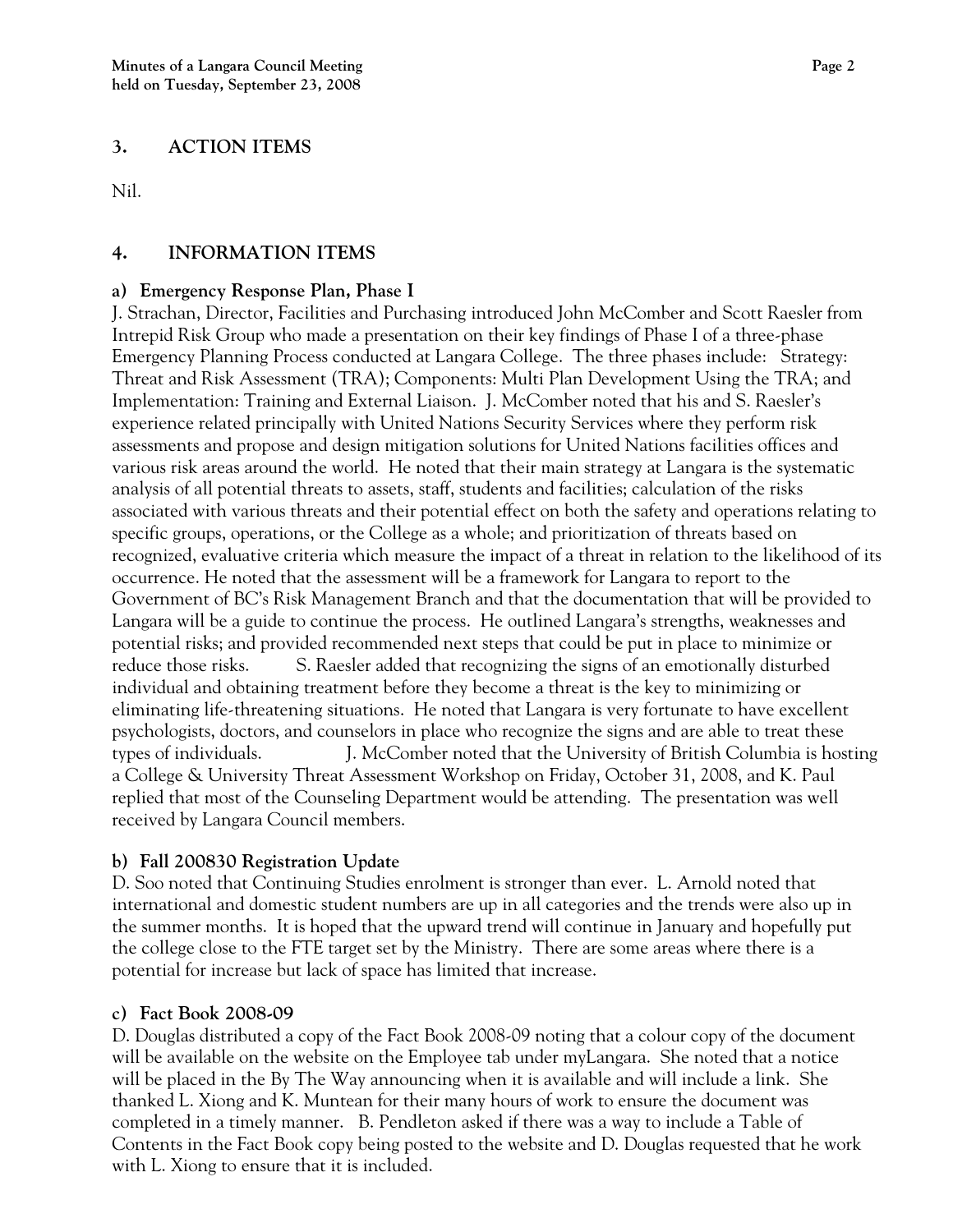## 3. ACTION ITEMS

Nil.

## 4. INFORMATION ITEMS

### a) Emergency Response Plan, Phase I

J. Strachan, Director, Facilities and Purchasing introduced John McComber and Scott Raesler from Intrepid Risk Group who made a presentation on their key findings of Phase I of a three-phase Emergency Planning Process conducted at Langara College. The three phases include: Strategy: Threat and Risk Assessment (TRA); Components: Multi Plan Development Using the TRA; and Implementation: Training and External Liaison. J. McComber noted that his and S. Raesler's experience related principally with United Nations Security Services where they perform risk assessments and propose and design mitigation solutions for United Nations facilities offices and various risk areas around the world. He noted that their main strategy at Langara is the systematic analysis of all potential threats to assets, staff, students and facilities; calculation of the risks associated with various threats and their potential effect on both the safety and operations relating to specific groups, operations, or the College as a whole; and prioritization of threats based on recognized, evaluative criteria which measure the impact of a threat in relation to the likelihood of its occurrence. He noted that the assessment will be a framework for Langara to report to the Government of BC's Risk Management Branch and that the documentation that will be provided to Langara will be a guide to continue the process. He outlined Langara's strengths, weaknesses and potential risks; and provided recommended next steps that could be put in place to minimize or reduce those risks. S. Raesler added that recognizing the signs of an emotionally disturbed individual and obtaining treatment before they become a threat is the key to minimizing or eliminating life-threatening situations. He noted that Langara is very fortunate to have excellent psychologists, doctors, and counselors in place who recognize the signs and are able to treat these types of individuals. J. McComber noted that the University of British Columbia is hosting a College & University Threat Assessment Workshop on Friday, October 31, 2008, and K. Paul replied that most of the Counseling Department would be attending. The presentation was well received by Langara Council members.

### b) Fall 200830 Registration Update

D. Soo noted that Continuing Studies enrolment is stronger than ever. L. Arnold noted that international and domestic student numbers are up in all categories and the trends were also up in the summer months. It is hoped that the upward trend will continue in January and hopefully put the college close to the FTE target set by the Ministry. There are some areas where there is a potential for increase but lack of space has limited that increase.

### c) Fact Book 2008-09

D. Douglas distributed a copy of the Fact Book 2008-09 noting that a colour copy of the document will be available on the website on the Employee tab under myLangara. She noted that a notice will be placed in the By The Way announcing when it is available and will include a link. She thanked L. Xiong and K. Muntean for their many hours of work to ensure the document was completed in a timely manner. B. Pendleton asked if there was a way to include a Table of Contents in the Fact Book copy being posted to the website and D. Douglas requested that he work with L. Xiong to ensure that it is included.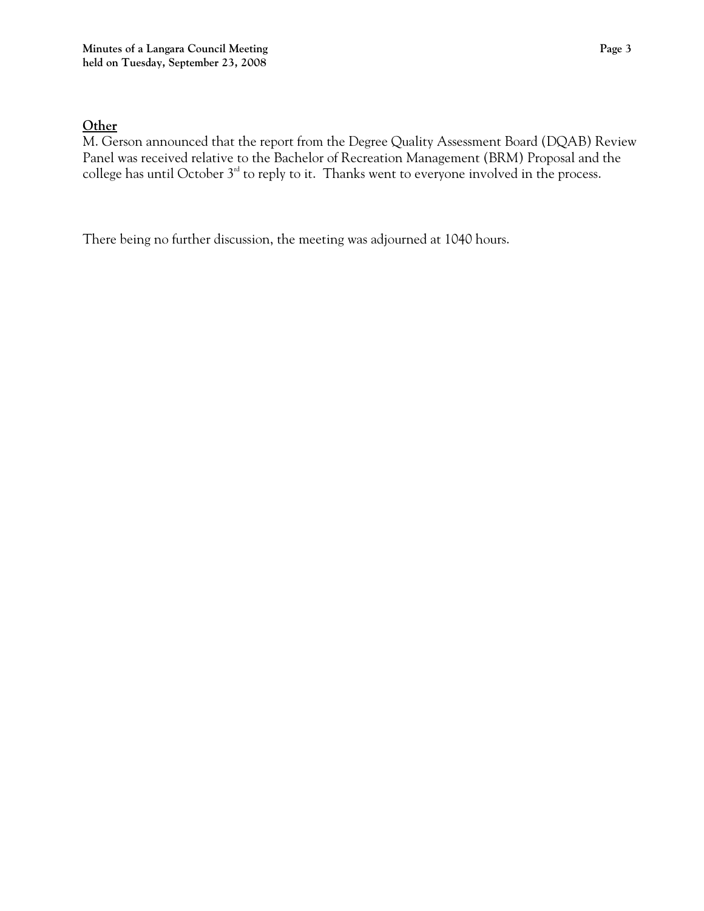**Other**

M. Gerson announced that the report from the Degree Quality Assessment Board (DQAB) Review Panel was received relative to the Bachelor of Recreation Management (BRM) Proposal and the college has until October 3rd to reply to it. Thanks went to everyone involved in the process.

There being no further discussion, the meeting was adjourned at 1040 hours.